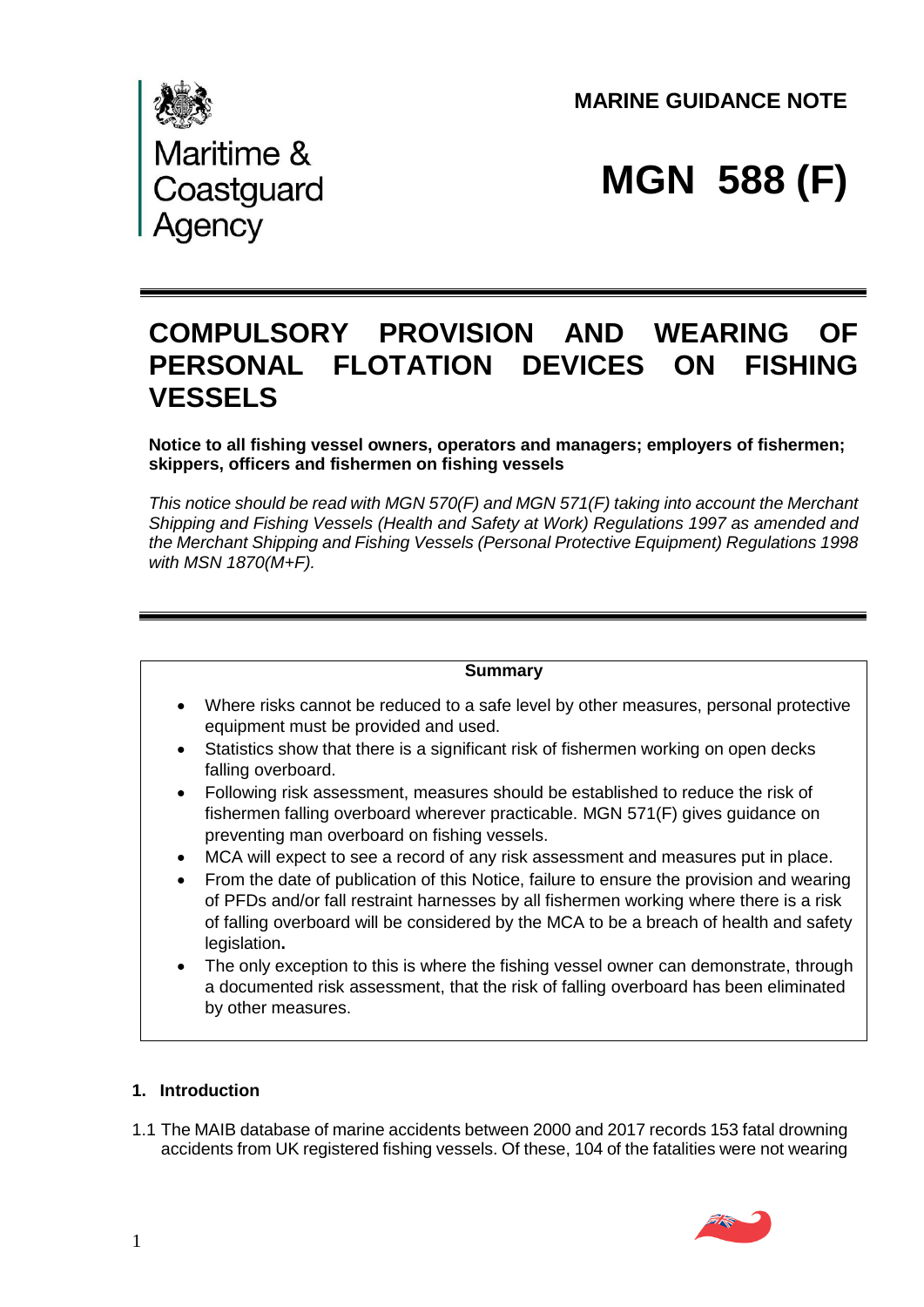Maritime & Coastguard Agency

**MARINE GUIDANCE NOTE**

# MGN 588 (F)

## COMPULSORY PROVISION AND WEARING OF PERSONAL FLOTATION DEVICES ON FISHING VESSELS

**Notice to all fishing vessel owners, operators and managers; employers of fishermen; skippers, officers and fishermen on fishing vessels**

*This notice should be read with MGN 570(F) and MGN 571(F) taking into account the Merchant Shipping and Fishing Vessels (Health and Safety at Work) Regulations 1997 as amended and the Merchant Shipping and Fishing Vessels (Personal Protective Equipment) Regulations 1998 with MSN 1870(M+F).*

**Summary**

- Where risks cannot be reduced to a safe level by other measures, personal protective equipment must be provided and used.
- Statistics show that there is a significant risk of fishermen working on open decks falling overboard.
- Following risk assessment, measures should be established to reduce the risk of fishermen falling overboard wherever practicable. MGN 571(F) gives guidance on preventing man overboard on fishing vessels.
- MCA will expect to see a record of any risk assessment and measures put in place.
- From the date of publication of this Notice, failure to ensure the provision and wearing of PFDs and/or fall restraint harnesses by all fishermen working where there is a risk of falling overboard will be considered by the MCA to be a breach of health and safety legislation**.**
- The only exception to this is where the fishing vessel owner can demonstrate, through a documented risk assessment, that the risk of falling overboard has been eliminated by other measures.

### 1. Introduction

1.1 The MAIB database of marine accidents between 2000 and 2017 records 153 fatal drowning accidents from UK registered fishing vessels. Of these, 104 of the fatalities were not wearing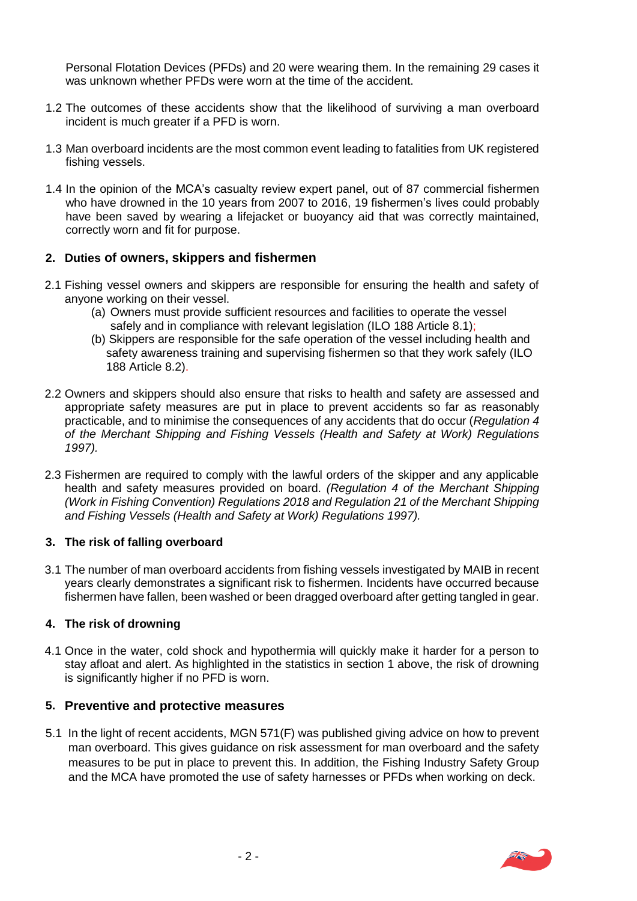Personal Flotation Devices (PFDs) and 20 were wearing them. In the remaining 29 cases it was unknown whether PFDs were worn at the time of the accident.

1.2 The outcomes of these accidents show that the likelihood of surviving a man overboard incident is much greater if a PFD is worn.

1.3 Man overboard incidents are the most common event leading to fatalities from UK registered fishing vessels.

1.4 In the opinion of the MCA's casualty review expert panel, out of 87 commercial fishermen who have drowned in the 10 years from 2007 to 2016, 19 fishermen's lives could probably have been saved by wearing a lifejacket or buoyancy aid that was correctly maintained, correctly worn and fit for purpose.

## 2. Duties of owners, skippers and fishermen

2.1 Fishing vessel owners and skippers are responsible for ensuring the health and safety of anyone working on their vessel.

- (a) Owners must provide sufficient resources and facilities to operate the vessel safely and in compliance with relevant legislation (ILO 188 Article 8.1);
- (b) Skippers are responsible for the safe operation of the vessel including health and safety awareness training and supervising fishermen so that they work safely (ILO 188 Article 8.2).

2.2 Owners and skippers should also ensure that risks to health and safety are assessed and appropriate safety measures are put in place to prevent accidents so far as reasonably practicable, and to minimise the consequences of any accidents that do occur (*Regulation 4 of the Merchant Shipping and Fishing Vessels (Health and Safety at Work) Regulations 1997).*

2.3 Fishermen are required to comply with the lawful orders of the skipper and any applicable health and safety measures provided on board. *(Regulation 4 of the Merchant Shipping (Work in Fishing Convention) Regulations 2018 and Regulation 21 of the Merchant Shipping and Fishing Vessels (Health and Safety at Work) Regulations 1997).*

## 3. The risk of falling overboard

3.1 The number of man overboard accidents from fishing vessels investigated by MAIB in recent years clearly demonstrates a significant risk to fishermen. Incidents have occurred because fishermen have fallen, been washed or been dragged overboard after getting tangled in gear.

## 4. The risk of drowning

4.1 Once in the water, cold shock and hypothermia will quickly make it harder for a person to stay afloat and alert. As highlighted in the statistics in section 1 above, the risk of drowning is significantly higher if no PFD is worn.

## 5. Preventive and protective measures

5.1 In the light of recent accidents, MGN 571(F) was published giving advice on how to prevent man overboard. This gives guidance on risk assessment for man overboard and the safety measures to be put in place to prevent this. In addition, the Fishing Industry Safety Group and the MCA have promoted the use of safety harnesses or PFDs when working on deck.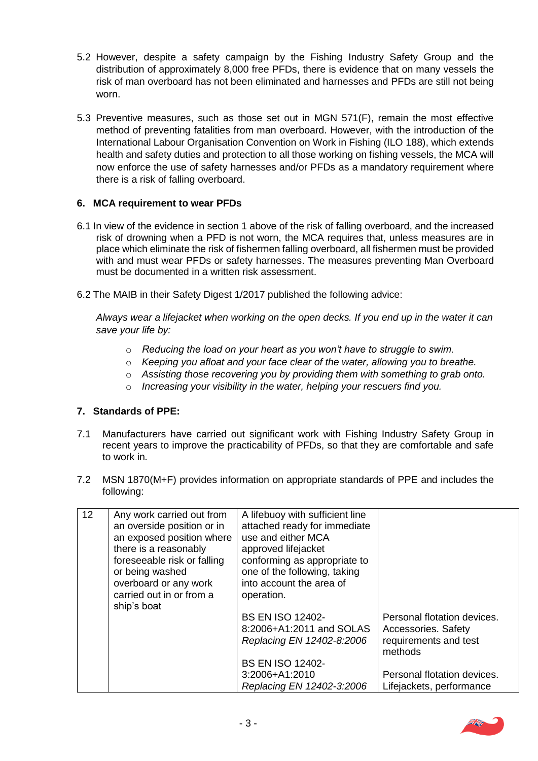5.2 However, despite a safety campaign by the Fishing Industry Safety Group and the distribution of approximately 8,000 free PFDs, there is evidence that on many vessels the risk of man overboard has not been eliminated and harnesses and PFDs are still not being worn.

5.3 Preventive measures, such as those set out in MGN 571(F), remain the most effective method of preventing fatalities from man overboard. However, with the introduction of the International Labour Organisation Convention on Work in Fishing (ILO 188), which extends health and safety duties and protection to all those working on fishing vessels, the MCA will now enforce the use of safety harnesses and/or PFDs as a mandatory requirement where there is a risk of falling overboard.

### 6. MCA requirement to wear PFDs

6.1 In view of the evidence in section 1 above of the risk of falling overboard, and the increased risk of drowning when a PFD is not worn, the MCA requires that, unless measures are in place which eliminate the risk of fishermen falling overboard, all fishermen must be provided with and must wear PFDs or safety harnesses. The measures preventing Man Overboard must be documented in a written risk assessment.

6.2 The MAIB in their Safety Digest 1/2017 published the following advice:

*Always wear a lifejacket when working on the open decks. If you end up in the water it can save your life by:*

- *Reducing the load on your heart as you won't have to struggle to swim.*
- *Keeping you afloat and your face clear of the water, allowing you to breathe.*
- *Assisting those recovering you by providing them with something to grab onto.*
- *Increasing your visibility in the water, helping your rescuers find you.*

### 7. Standards of PPE:

7.1 Manufacturers have carried out significant work with Fishing Industry Safety Group in recent years to improve the practicability of PFDs, so that they are comfortable and safe to work in.

7.2 MSN 1870(M+F) provides information on appropriate standards of PPE and includes the following:

| | | | |
|---|---|---|---|
| 12 | Any work carried out from an overside position or in an exposed position where there is a reasonably foreseeable risk or falling or being washed overboard or any work carried out in or from a ship's boat | A lifebuoy with sufficient line attached ready for immediate use and either MCA approved lifejacket conforming as appropriate to one of the following, taking into account the area of operation. | |
| | | BS EN ISO 12402-8:2006+A1:2011 and SOLAS *Replacing EN 12402-8:2006* | Personal flotation devices. Accessories. Safety requirements and test methods |
| | | BS EN ISO 12402-3:2006+A1:2010 *Replacing EN 12402-3:2006* | Personal flotation devices. Lifejackets, performance |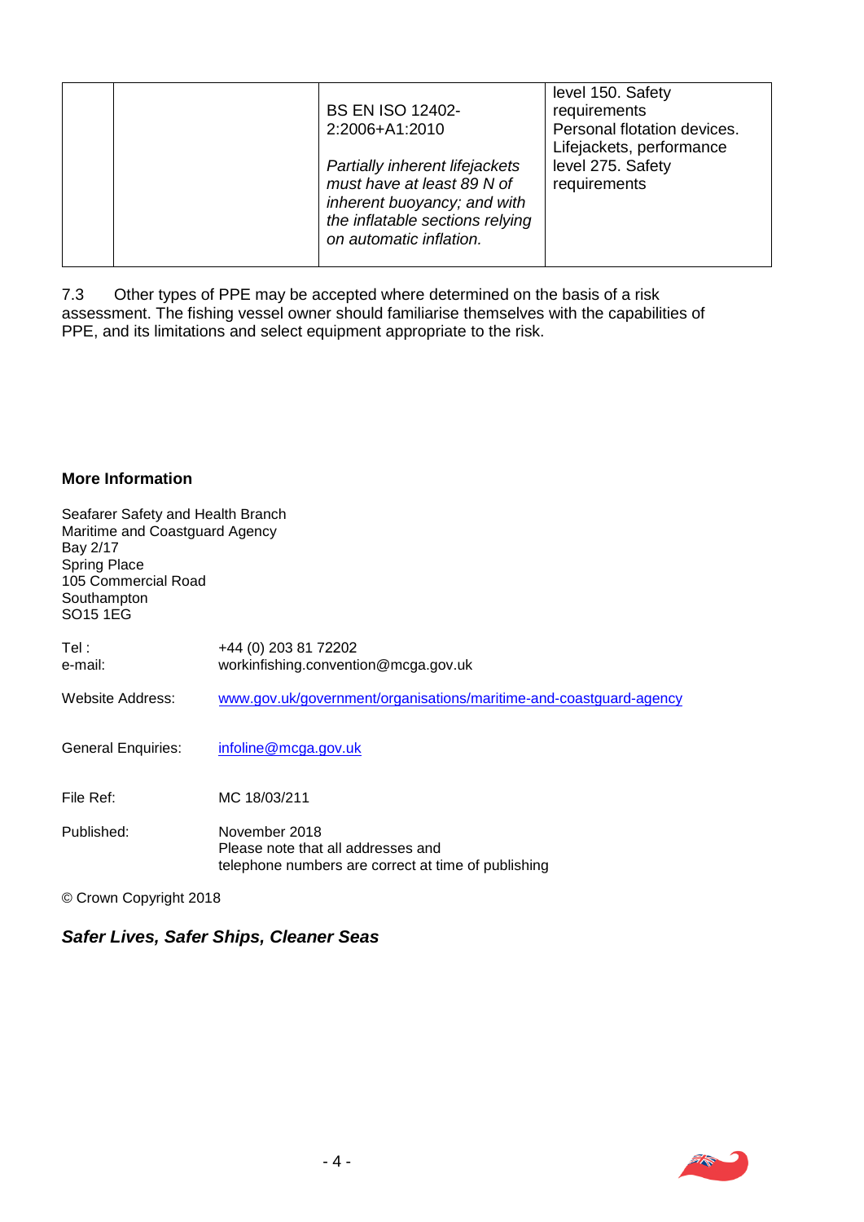|  |  | BS EN ISO 12402-2:2006+A1:2010<br><br>*Partially inherent lifejackets must have at least 89 N of inherent buoyancy; and with the inflatable sections relying on automatic inflation.* | level 150. Safety requirements<br>Personal flotation devices. Lifejackets, performance level 275. Safety requirements |
|---|---|---|---|

7.3 Other types of PPE may be accepted where determined on the basis of a risk assessment. The fishing vessel owner should familiarise themselves with the capabilities of PPE, and its limitations and select equipment appropriate to the risk.

**More Information**

Seafarer Safety and Health Branch
Maritime and Coastguard Agency
Bay 2/17
Spring Place
105 Commercial Road
Southampton
SO15 1EG

Tel : +44 (0) 203 81 72202
e-mail: workinfishing.convention@mcga.gov.uk

Website Address: www.gov.uk/government/organisations/maritime-and-coastguard-agency

General Enquiries: infoline@mcga.gov.uk

File Ref: MC 18/03/211

Published: November 2018
Please note that all addresses and telephone numbers are correct at time of publishing

© Crown Copyright 2018

***Safer Lives, Safer Ships, Cleaner Seas***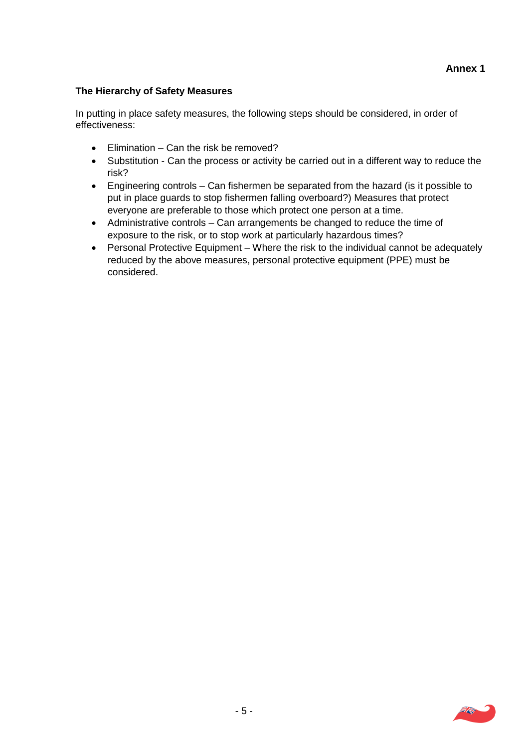**Annex 1**

**The Hierarchy of Safety Measures**

In putting in place safety measures, the following steps should be considered, in order of effectiveness:

- Elimination – Can the risk be removed?
- Substitution - Can the process or activity be carried out in a different way to reduce the risk?
- Engineering controls – Can fishermen be separated from the hazard (is it possible to put in place guards to stop fishermen falling overboard?) Measures that protect everyone are preferable to those which protect one person at a time.
- Administrative controls – Can arrangements be changed to reduce the time of exposure to the risk, or to stop work at particularly hazardous times?
- Personal Protective Equipment – Where the risk to the individual cannot be adequately reduced by the above measures, personal protective equipment (PPE) must be considered.